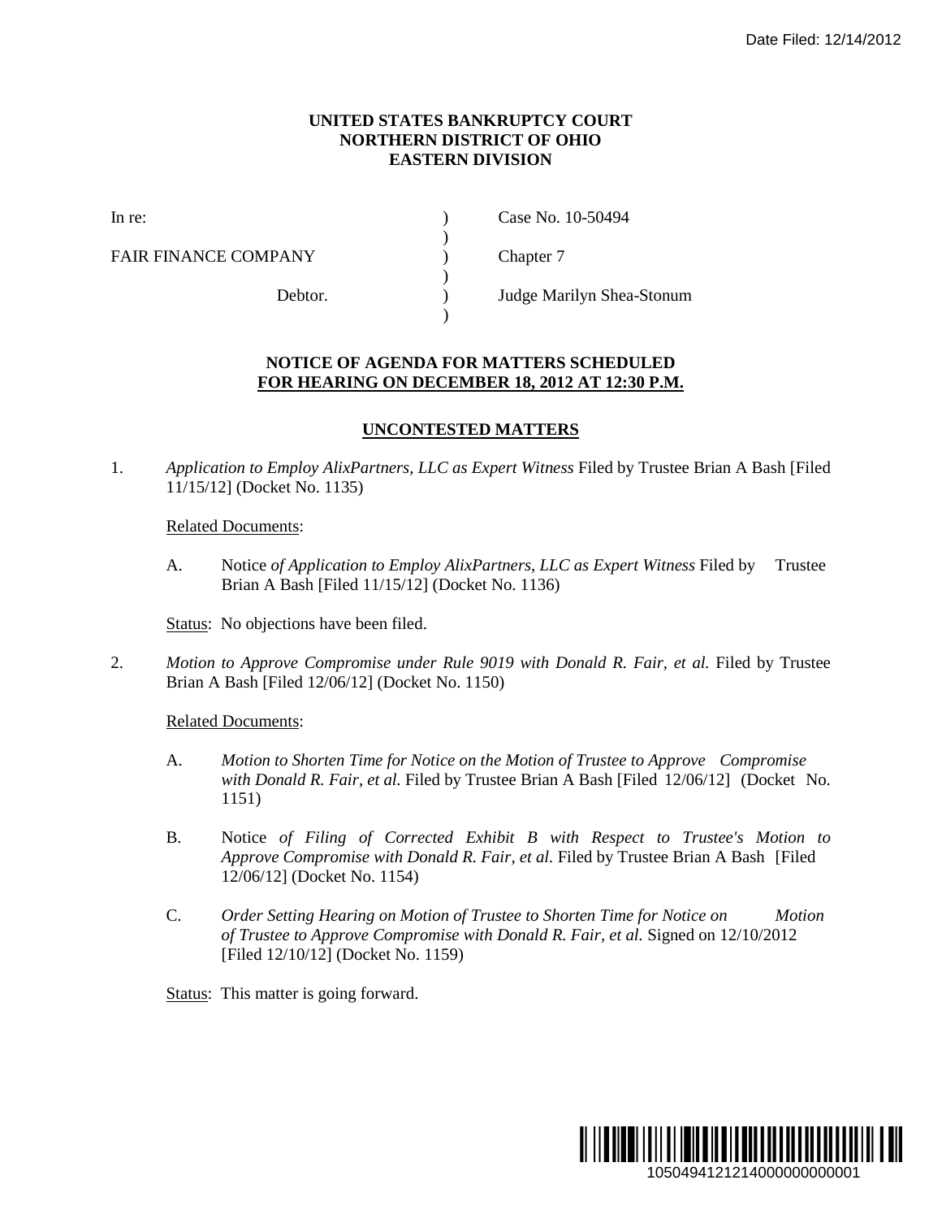Date Filed: 12/14/2012

**UNITED STATES BANKRUPTCY COURT**
**NORTHERN DISTRICT OF OHIO**
**EASTERN DIVISION**

| | | |
|---|---|---|
| In re: | ) | Case No. 10-50494 |
| | ) | |
| FAIR FINANCE COMPANY | ) | Chapter 7 |
| | ) | |
| Debtor. | ) | Judge Marilyn Shea-Stonum |
| | ) | |

**NOTICE OF AGENDA FOR MATTERS SCHEDULED**
**FOR HEARING ON DECEMBER 18, 2012 AT 12:30 P.M.**

## UNCONTESTED MATTERS

1. *Application to Employ AlixPartners, LLC as Expert Witness* Filed by Trustee Brian A Bash [Filed 11/15/12] (Docket No. 1135)

   Related Documents:

   A. Notice *of Application to Employ AlixPartners, LLC as Expert Witness* Filed by Trustee Brian A Bash [Filed 11/15/12] (Docket No. 1136)

   Status: No objections have been filed.

2. *Motion to Approve Compromise under Rule 9019 with Donald R. Fair, et al.* Filed by Trustee Brian A Bash [Filed 12/06/12] (Docket No. 1150)

   Related Documents:

   A. *Motion to Shorten Time for Notice on the Motion of Trustee to Approve Compromise with Donald R. Fair, et al.* Filed by Trustee Brian A Bash [Filed 12/06/12] (Docket No. 1151)

   B. Notice *of Filing of Corrected Exhibit B with Respect to Trustee's Motion to Approve Compromise with Donald R. Fair, et al.* Filed by Trustee Brian A Bash [Filed 12/06/12] (Docket No. 1154)

   C. *Order Setting Hearing on Motion of Trustee to Shorten Time for Notice on Motion of Trustee to Approve Compromise with Donald R. Fair, et al.* Signed on 12/10/2012 [Filed 12/10/12] (Docket No. 1159)

   Status: This matter is going forward.

1050494121214000000000001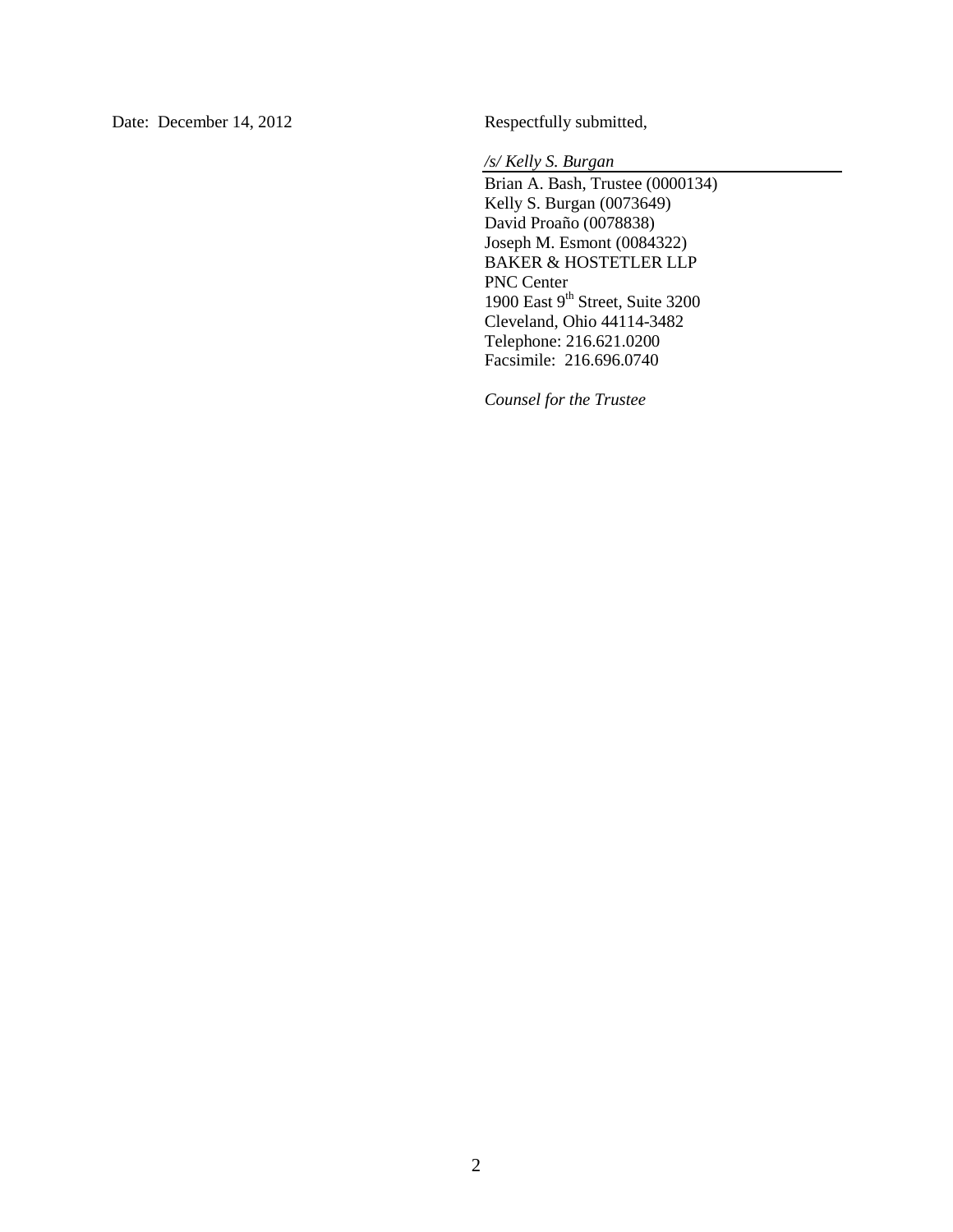Date: December 14, 2012

Respectfully submitted,

*/s/ Kelly S. Burgan*

Brian A. Bash, Trustee (0000134)
Kelly S. Burgan (0073649)
David Proaño (0078838)
Joseph M. Esmont (0084322)
BAKER & HOSTETLER LLP
PNC Center
1900 East 9th Street, Suite 3200
Cleveland, Ohio 44114-3482
Telephone: 216.621.0200
Facsimile: 216.696.0740

*Counsel for the Trustee*